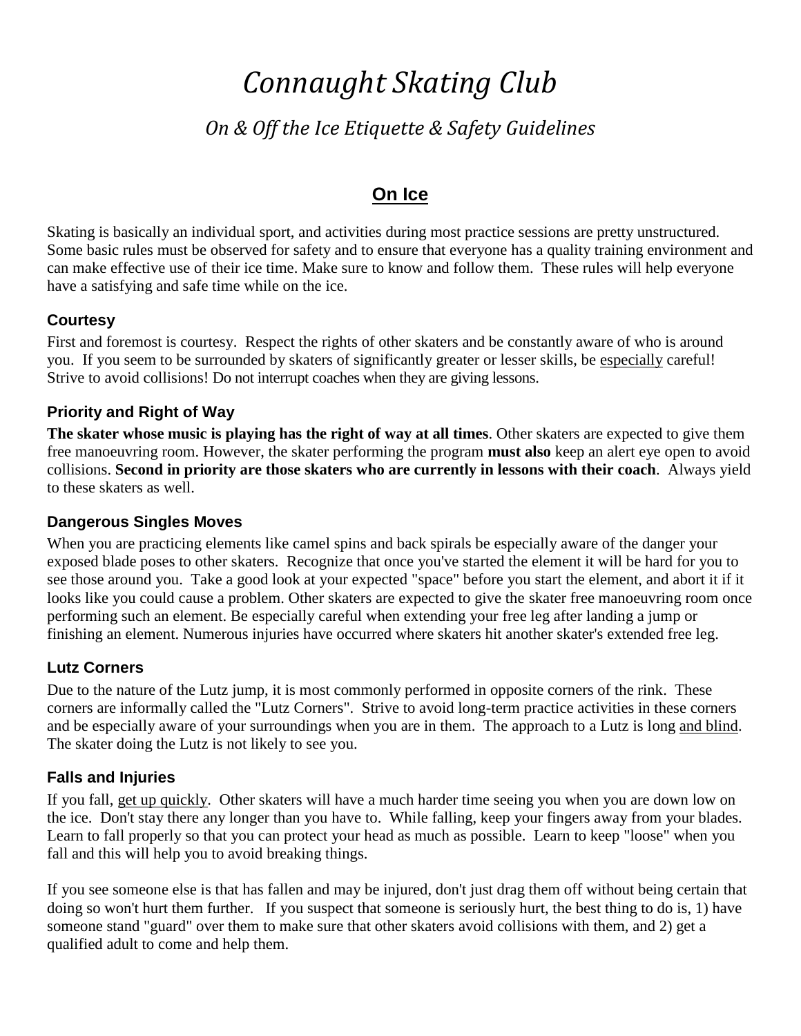# *Connaught Skating Club*

## *On & Off the Ice Etiquette & Safety Guidelines*

## On Ice

Skating is basically an individual sport, and activities during most practice sessions are pretty unstructured. Some basic rules must be observed for safety and to ensure that everyone has a quality training environment and can make effective use of their ice time. Make sure to know and follow them. These rules will help everyone have a satisfying and safe time while on the ice.

### Courtesy

First and foremost is courtesy. Respect the rights of other skaters and be constantly aware of who is around you. If you seem to be surrounded by skaters of significantly greater or lesser skills, be especially careful! Strive to avoid collisions! Do not interrupt coaches when they are giving lessons.

### Priority and Right of Way

**The skater whose music is playing has the right of way at all times**. Other skaters are expected to give them free manoeuvring room. However, the skater performing the program **must also** keep an alert eye open to avoid collisions. **Second in priority are those skaters who are currently in lessons with their coach**. Always yield to these skaters as well.

### Dangerous Singles Moves

When you are practicing elements like camel spins and back spirals be especially aware of the danger your exposed blade poses to other skaters. Recognize that once you've started the element it will be hard for you to see those around you. Take a good look at your expected "space" before you start the element, and abort it if it looks like you could cause a problem. Other skaters are expected to give the skater free manoeuvring room once performing such an element. Be especially careful when extending your free leg after landing a jump or finishing an element. Numerous injuries have occurred where skaters hit another skater's extended free leg.

### Lutz Corners

Due to the nature of the Lutz jump, it is most commonly performed in opposite corners of the rink. These corners are informally called the "Lutz Corners". Strive to avoid long-term practice activities in these corners and be especially aware of your surroundings when you are in them. The approach to a Lutz is long and blind. The skater doing the Lutz is not likely to see you.

### Falls and Injuries

If you fall, get up quickly. Other skaters will have a much harder time seeing you when you are down low on the ice. Don't stay there any longer than you have to. While falling, keep your fingers away from your blades. Learn to fall properly so that you can protect your head as much as possible. Learn to keep "loose" when you fall and this will help you to avoid breaking things.

If you see someone else is that has fallen and may be injured, don't just drag them off without being certain that doing so won't hurt them further. If you suspect that someone is seriously hurt, the best thing to do is, 1) have someone stand "guard" over them to make sure that other skaters avoid collisions with them, and 2) get a qualified adult to come and help them.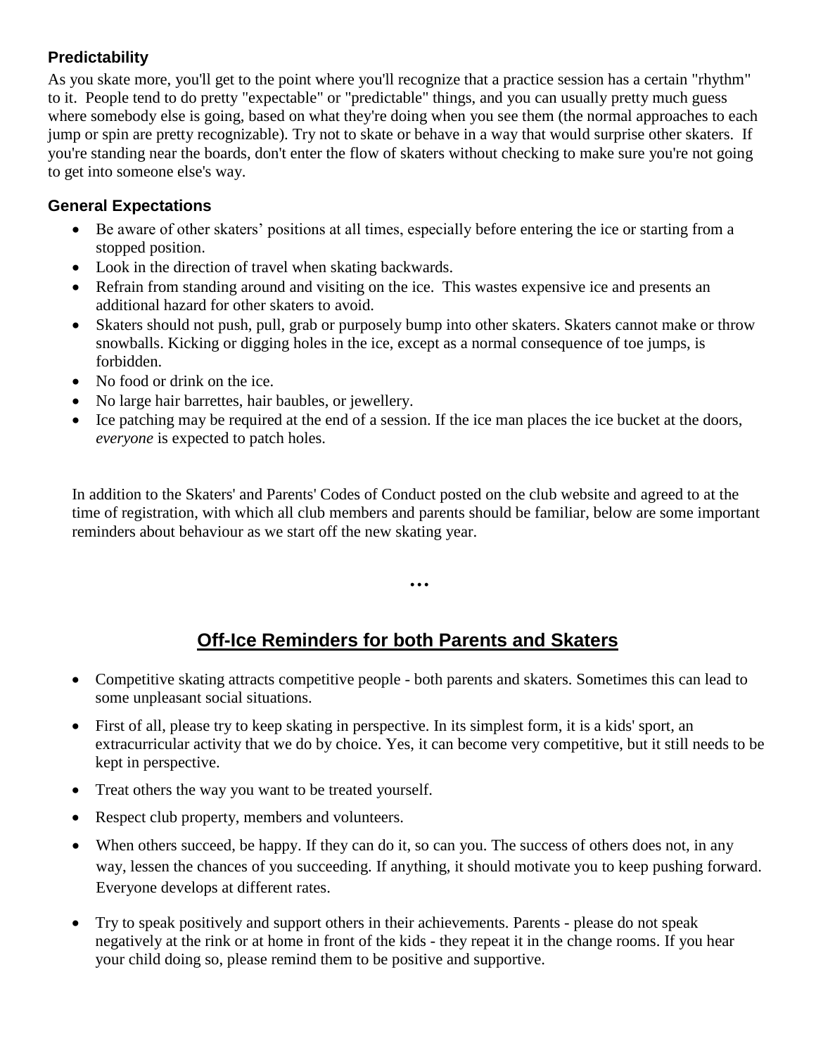### Predictability

As you skate more, you'll get to the point where you'll recognize that a practice session has a certain "rhythm" to it. People tend to do pretty "expectable" or "predictable" things, and you can usually pretty much guess where somebody else is going, based on what they're doing when you see them (the normal approaches to each jump or spin are pretty recognizable). Try not to skate or behave in a way that would surprise other skaters. If you're standing near the boards, don't enter the flow of skaters without checking to make sure you're not going to get into someone else's way.

### General Expectations

- Be aware of other skaters' positions at all times, especially before entering the ice or starting from a stopped position.
- Look in the direction of travel when skating backwards.
- Refrain from standing around and visiting on the ice. This wastes expensive ice and presents an additional hazard for other skaters to avoid.
- Skaters should not push, pull, grab or purposely bump into other skaters. Skaters cannot make or throw snowballs. Kicking or digging holes in the ice, except as a normal consequence of toe jumps, is forbidden.
- No food or drink on the ice.
- No large hair barrettes, hair baubles, or jewellery.
- Ice patching may be required at the end of a session. If the ice man places the ice bucket at the doors, *everyone* is expected to patch holes.

In addition to the Skaters' and Parents' Codes of Conduct posted on the club website and agreed to at the time of registration, with which all club members and parents should be familiar, below are some important reminders about behaviour as we start off the new skating year.

…

## Off-Ice Reminders for both Parents and Skaters

- Competitive skating attracts competitive people - both parents and skaters. Sometimes this can lead to some unpleasant social situations.
- First of all, please try to keep skating in perspective. In its simplest form, it is a kids' sport, an extracurricular activity that we do by choice. Yes, it can become very competitive, but it still needs to be kept in perspective.
- Treat others the way you want to be treated yourself.
- Respect club property, members and volunteers.
- When others succeed, be happy. If they can do it, so can you. The success of others does not, in any way, lessen the chances of you succeeding. If anything, it should motivate you to keep pushing forward. Everyone develops at different rates.
- Try to speak positively and support others in their achievements. Parents - please do not speak negatively at the rink or at home in front of the kids - they repeat it in the change rooms. If you hear your child doing so, please remind them to be positive and supportive.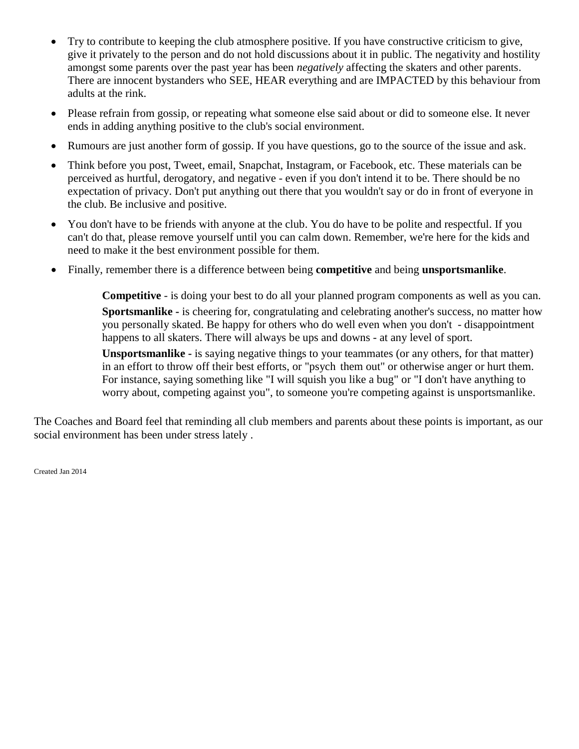- Try to contribute to keeping the club atmosphere positive. If you have constructive criticism to give, give it privately to the person and do not hold discussions about it in public. The negativity and hostility amongst some parents over the past year has been *negatively* affecting the skaters and other parents. There are innocent bystanders who SEE, HEAR everything and are IMPACTED by this behaviour from adults at the rink.
- Please refrain from gossip, or repeating what someone else said about or did to someone else. It never ends in adding anything positive to the club's social environment.
- Rumours are just another form of gossip. If you have questions, go to the source of the issue and ask.
- Think before you post, Tweet, email, Snapchat, Instagram, or Facebook, etc. These materials can be perceived as hurtful, derogatory, and negative - even if you don't intend it to be. There should be no expectation of privacy. Don't put anything out there that you wouldn't say or do in front of everyone in the club. Be inclusive and positive.
- You don't have to be friends with anyone at the club. You do have to be polite and respectful. If you can't do that, please remove yourself until you can calm down. Remember, we're here for the kids and need to make it the best environment possible for them.
- Finally, remember there is a difference between being **competitive** and being **unsportsmanlike**.

    **Competitive** - is doing your best to do all your planned program components as well as you can.

    **Sportsmanlike -** is cheering for, congratulating and celebrating another's success, no matter how you personally skated. Be happy for others who do well even when you don't - disappointment happens to all skaters. There will always be ups and downs - at any level of sport.

    **Unsportsmanlike -** is saying negative things to your teammates (or any others, for that matter) in an effort to throw off their best efforts, or "psych them out" or otherwise anger or hurt them. For instance, saying something like "I will squish you like a bug" or "I don't have anything to worry about, competing against you", to someone you're competing against is unsportsmanlike.

The Coaches and Board feel that reminding all club members and parents about these points is important, as our social environment has been under stress lately .

Created Jan 2014